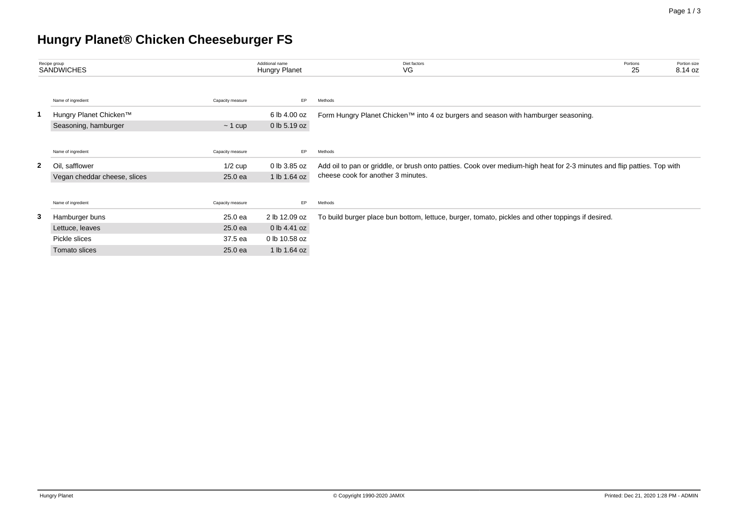# Hungry Planet® Chicken Cheeseburger FS

| Recipe group | Additional name | Diet factors | Portions | Portion size |
|---|---|---|---|---|
| SANDWICHES | Hungry Planet | VG | 25 | 8.14 oz |

| | Name of ingredient | Capacity measure | EP | Methods |
|---|---|---|---|---|
| **1** | Hungry Planet Chicken™ | | 6 lb 4.00 oz | Form Hungry Planet Chicken™ into 4 oz burgers and season with hamburger seasoning. |
| | Seasoning, hamburger | ~ 1 cup | 0 lb 5.19 oz | |

| | Name of ingredient | Capacity measure | EP | Methods |
|---|---|---|---|---|
| **2** | Oil, safflower | 1/2 cup | 0 lb 3.85 oz | Add oil to pan or griddle, or brush onto patties. Cook over medium-high heat for 2-3 minutes and flip patties. Top with cheese cook for another 3 minutes. |
| | Vegan cheddar cheese, slices | 25.0 ea | 1 lb 1.64 oz | |

| | Name of ingredient | Capacity measure | EP | Methods |
|---|---|---|---|---|
| **3** | Hamburger buns | 25.0 ea | 2 lb 12.09 oz | To build burger place bun bottom, lettuce, burger, tomato, pickles and other toppings if desired. |
| | Lettuce, leaves | 25.0 ea | 0 lb 4.41 oz | |
| | Pickle slices | 37.5 ea | 0 lb 10.58 oz | |
| | Tomato slices | 25.0 ea | 1 lb 1.64 oz | |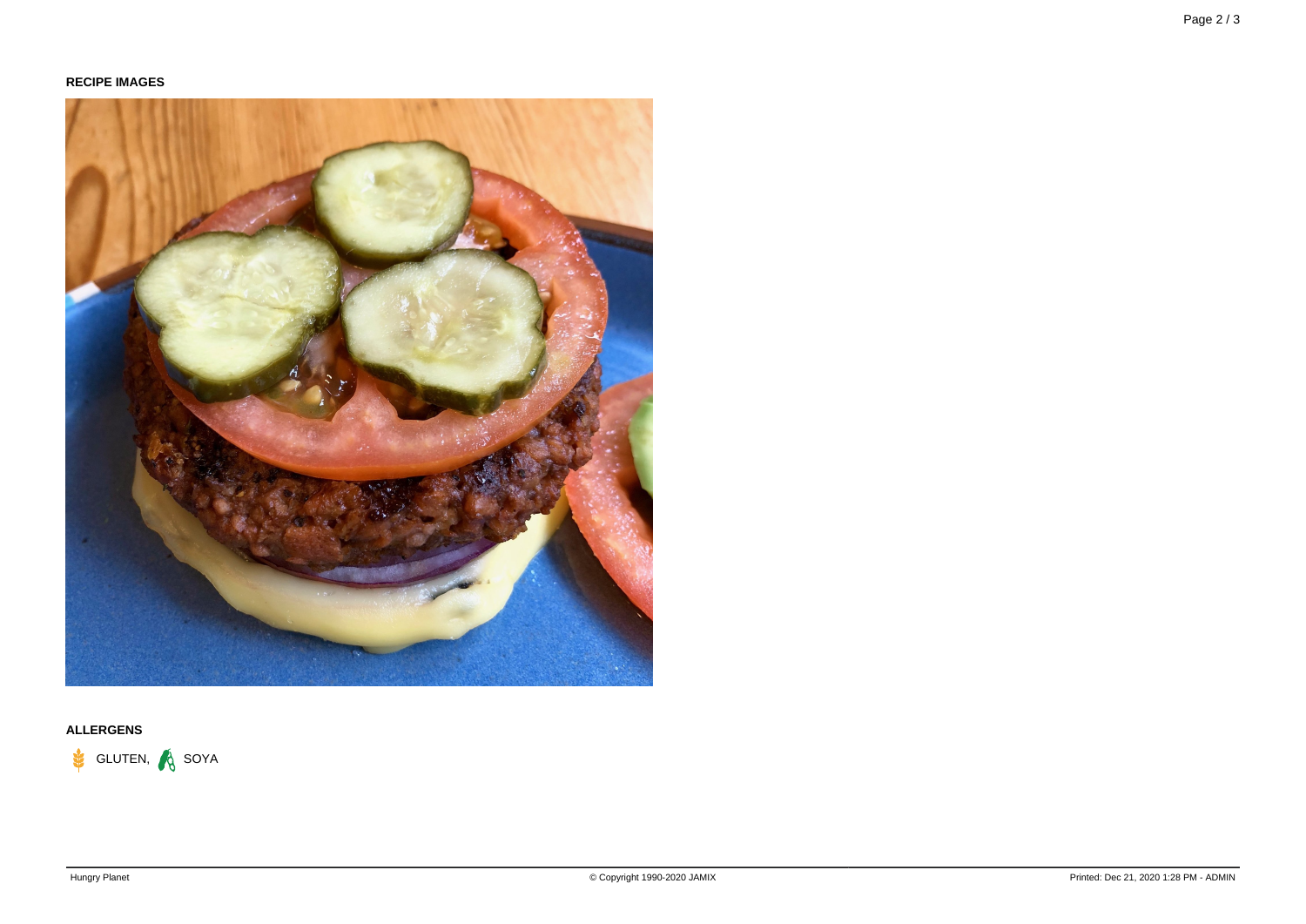**RECIPE IMAGES**

**ALLERGENS**

GLUTEN, SOYA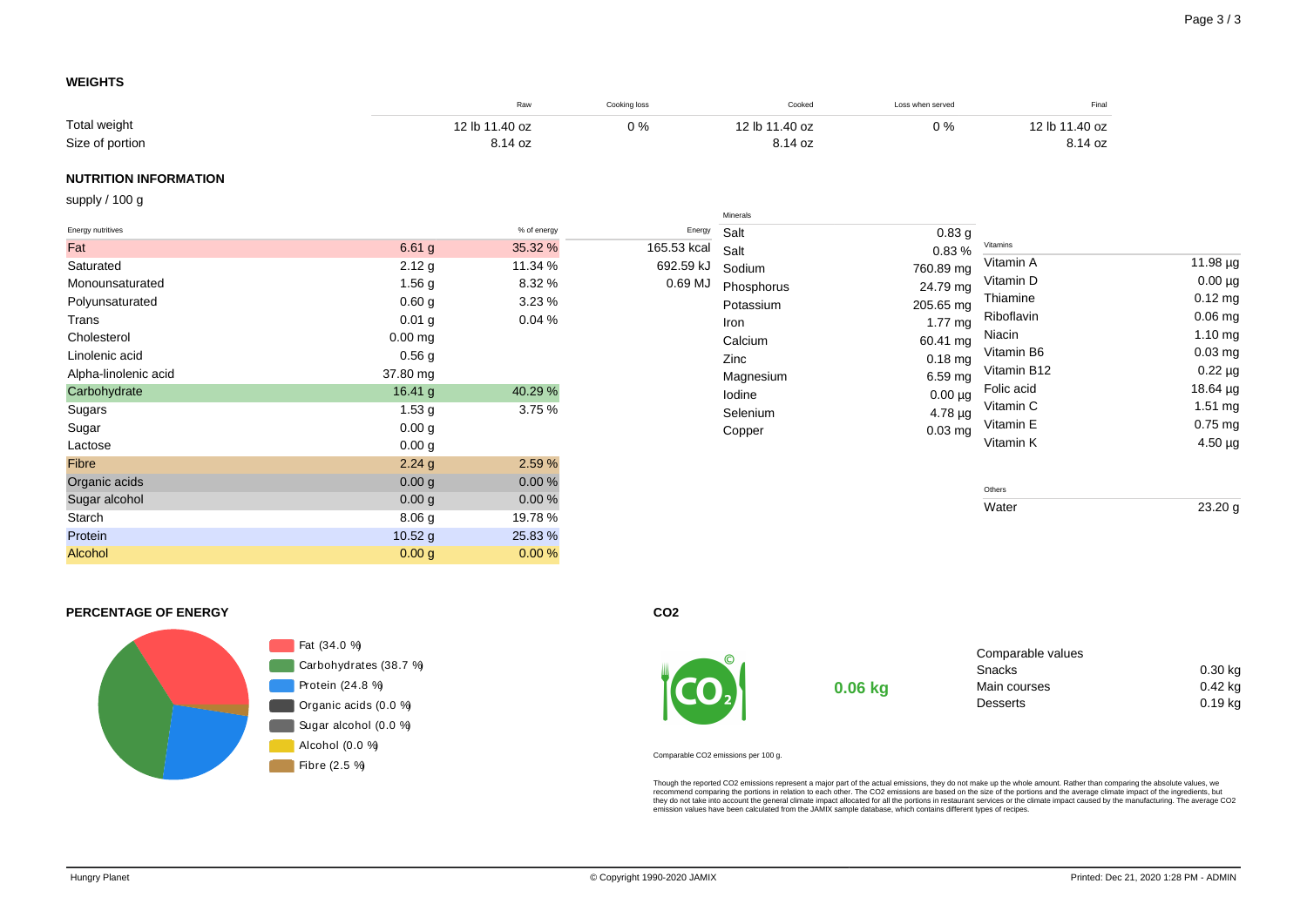#### WEIGHTS

| | Raw | Cooking loss | Cooked | Loss when served | Final |
|---|---|---|---|---|---|
| Total weight | 12 lb 11.40 oz | 0 % | 12 lb 11.40 oz | 0 % | 12 lb 11.40 oz |
| Size of portion | 8.14 oz | | 8.14 oz | | 8.14 oz |

#### NUTRITION INFORMATION

supply / 100 g

| Energy nutritives | | % of energy |
|---|---|---|
| Fat | 6.61 g | 35.32 % |
| Saturated | 2.12 g | 11.34 % |
| Monounsaturated | 1.56 g | 8.32 % |
| Polyunsaturated | 0.60 g | 3.23 % |
| Trans | 0.01 g | 0.04 % |
| Cholesterol | 0.00 mg | |
| Linolenic acid | 0.56 g | |
| Alpha-linolenic acid | 37.80 mg | |
| Carbohydrate | 16.41 g | 40.29 % |
| Sugars | 1.53 g | 3.75 % |
| Sugar | 0.00 g | |
| Lactose | 0.00 g | |
| Fibre | 2.24 g | 2.59 % |
| Organic acids | 0.00 g | 0.00 % |
| Sugar alcohol | 0.00 g | 0.00 % |
| Starch | 8.06 g | 19.78 % |
| Protein | 10.52 g | 25.83 % |
| Alcohol | 0.00 g | 0.00 % |

| Energy |
|---|
| 165.53 kcal |
| 692.59 kJ |
| 0.69 MJ |

| Minerals | |
|---|---|
| Salt | 0.83 g |
| Salt | 0.83 % |
| Sodium | 760.89 mg |
| Phosphorus | 24.79 mg |
| Potassium | 205.65 mg |
| Iron | 1.77 mg |
| Calcium | 60.41 mg |
| Zinc | 0.18 mg |
| Magnesium | 6.59 mg |
| Iodine | 0.00 µg |
| Selenium | 4.78 µg |
| Copper | 0.03 mg |

| Vitamins | |
|---|---|
| Vitamin A | 11.98 µg |
| Vitamin D | 0.00 µg |
| Thiamine | 0.12 mg |
| Riboflavin | 0.06 mg |
| Niacin | 1.10 mg |
| Vitamin B6 | 0.03 mg |
| Vitamin B12 | 0.22 µg |
| Folic acid | 18.64 µg |
| Vitamin C | 1.51 mg |
| Vitamin E | 0.75 mg |
| Vitamin K | 4.50 µg |

| Others | |
|---|---|
| Water | 23.20 g |

#### PERCENTAGE OF ENERGY

Fat (34.0 %)
Carbohydrates (38.7 %)
Protein (24.8 %)
Organic acids (0.0 %)
Sugar alcohol (0.0 %)
Alcohol (0.0 %)
Fibre (2.5 %)

#### CO2

0.06 kg

Comparable CO2 emissions per 100 g.

| Comparable values | |
|---|---|
| Snacks | 0.30 kg |
| Main courses | 0.42 kg |
| Desserts | 0.19 kg |

Though the reported CO2 emissions represent a major part of the actual emissions, they do not make up the whole amount. Rather than comparing the absolute values, we recommend comparing the portions in relation to each other. The CO2 emissions are based on the size of the portions and the average climate impact of the ingredients, but they do not take into account the general climate impact allocated for all the portions in restaurant services or the climate impact caused by the manufacturing. The average CO2 emission values have been calculated from the JAMIX sample database, which contains different types of recipes.